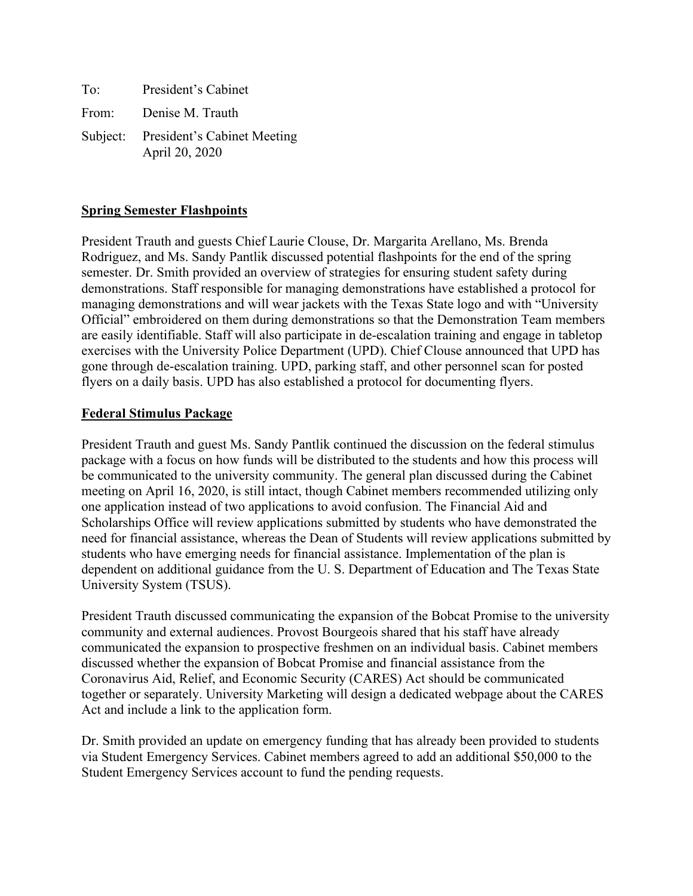To: President's Cabinet

From: Denise M. Trauth

Subject: President's Cabinet Meeting
April 20, 2020

## Spring Semester Flashpoints

President Trauth and guests Chief Laurie Clouse, Dr. Margarita Arellano, Ms. Brenda Rodriguez, and Ms. Sandy Pantlik discussed potential flashpoints for the end of the spring semester. Dr. Smith provided an overview of strategies for ensuring student safety during demonstrations. Staff responsible for managing demonstrations have established a protocol for managing demonstrations and will wear jackets with the Texas State logo and with "University Official" embroidered on them during demonstrations so that the Demonstration Team members are easily identifiable. Staff will also participate in de-escalation training and engage in tabletop exercises with the University Police Department (UPD). Chief Clouse announced that UPD has gone through de-escalation training. UPD, parking staff, and other personnel scan for posted flyers on a daily basis. UPD has also established a protocol for documenting flyers.

## Federal Stimulus Package

President Trauth and guest Ms. Sandy Pantlik continued the discussion on the federal stimulus package with a focus on how funds will be distributed to the students and how this process will be communicated to the university community. The general plan discussed during the Cabinet meeting on April 16, 2020, is still intact, though Cabinet members recommended utilizing only one application instead of two applications to avoid confusion. The Financial Aid and Scholarships Office will review applications submitted by students who have demonstrated the need for financial assistance, whereas the Dean of Students will review applications submitted by students who have emerging needs for financial assistance. Implementation of the plan is dependent on additional guidance from the U. S. Department of Education and The Texas State University System (TSUS).

President Trauth discussed communicating the expansion of the Bobcat Promise to the university community and external audiences. Provost Bourgeois shared that his staff have already communicated the expansion to prospective freshmen on an individual basis. Cabinet members discussed whether the expansion of Bobcat Promise and financial assistance from the Coronavirus Aid, Relief, and Economic Security (CARES) Act should be communicated together or separately. University Marketing will design a dedicated webpage about the CARES Act and include a link to the application form.

Dr. Smith provided an update on emergency funding that has already been provided to students via Student Emergency Services. Cabinet members agreed to add an additional $50,000 to the Student Emergency Services account to fund the pending requests.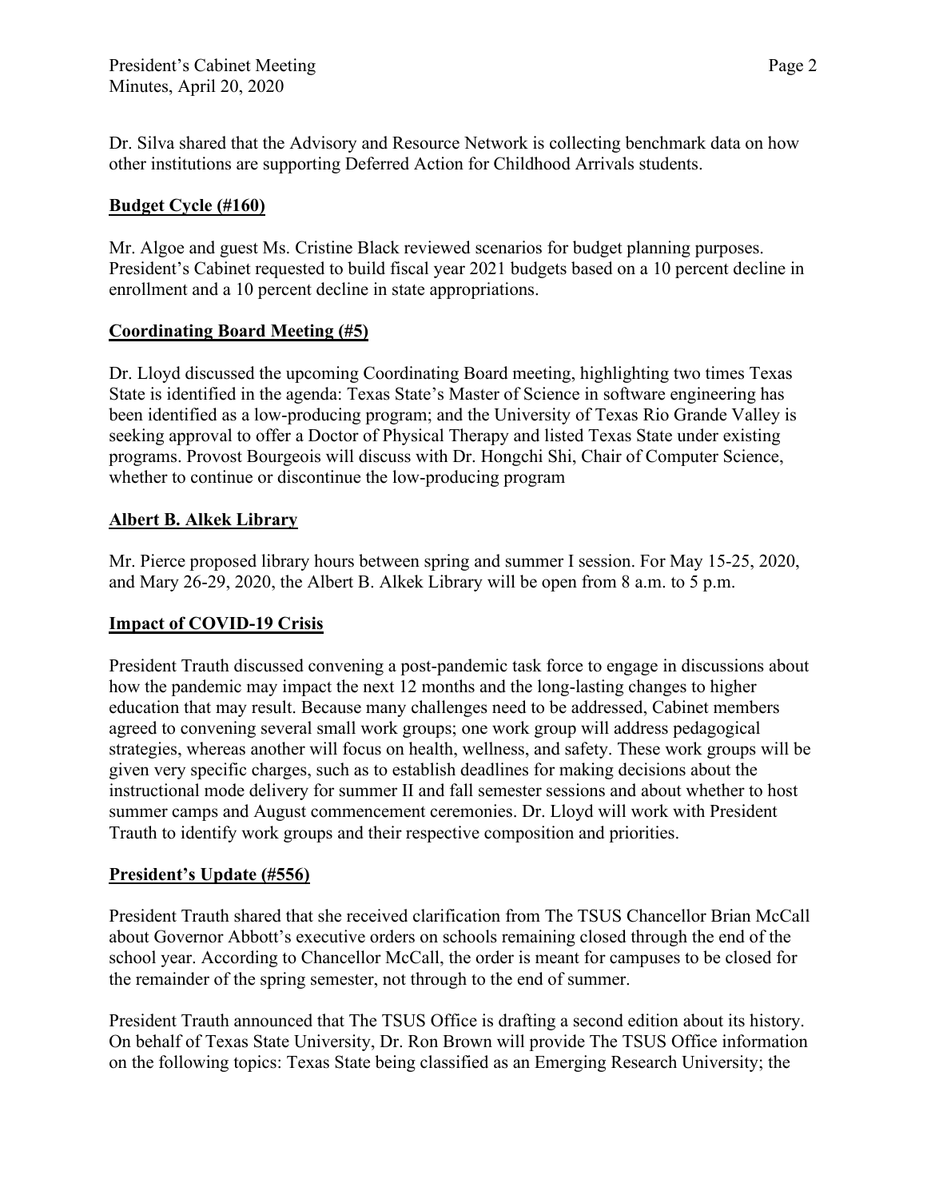Dr. Silva shared that the Advisory and Resource Network is collecting benchmark data on how other institutions are supporting Deferred Action for Childhood Arrivals students.

**Budget Cycle (#160)**

Mr. Algoe and guest Ms. Cristine Black reviewed scenarios for budget planning purposes. President's Cabinet requested to build fiscal year 2021 budgets based on a 10 percent decline in enrollment and a 10 percent decline in state appropriations.

**Coordinating Board Meeting (#5)**

Dr. Lloyd discussed the upcoming Coordinating Board meeting, highlighting two times Texas State is identified in the agenda: Texas State's Master of Science in software engineering has been identified as a low-producing program; and the University of Texas Rio Grande Valley is seeking approval to offer a Doctor of Physical Therapy and listed Texas State under existing programs. Provost Bourgeois will discuss with Dr. Hongchi Shi, Chair of Computer Science, whether to continue or discontinue the low-producing program

**Albert B. Alkek Library**

Mr. Pierce proposed library hours between spring and summer I session. For May 15-25, 2020, and Mary 26-29, 2020, the Albert B. Alkek Library will be open from 8 a.m. to 5 p.m.

**Impact of COVID-19 Crisis**

President Trauth discussed convening a post-pandemic task force to engage in discussions about how the pandemic may impact the next 12 months and the long-lasting changes to higher education that may result. Because many challenges need to be addressed, Cabinet members agreed to convening several small work groups; one work group will address pedagogical strategies, whereas another will focus on health, wellness, and safety. These work groups will be given very specific charges, such as to establish deadlines for making decisions about the instructional mode delivery for summer II and fall semester sessions and about whether to host summer camps and August commencement ceremonies. Dr. Lloyd will work with President Trauth to identify work groups and their respective composition and priorities.

**President's Update (#556)**

President Trauth shared that she received clarification from The TSUS Chancellor Brian McCall about Governor Abbott's executive orders on schools remaining closed through the end of the school year. According to Chancellor McCall, the order is meant for campuses to be closed for the remainder of the spring semester, not through to the end of summer.

President Trauth announced that The TSUS Office is drafting a second edition about its history. On behalf of Texas State University, Dr. Ron Brown will provide The TSUS Office information on the following topics: Texas State being classified as an Emerging Research University; the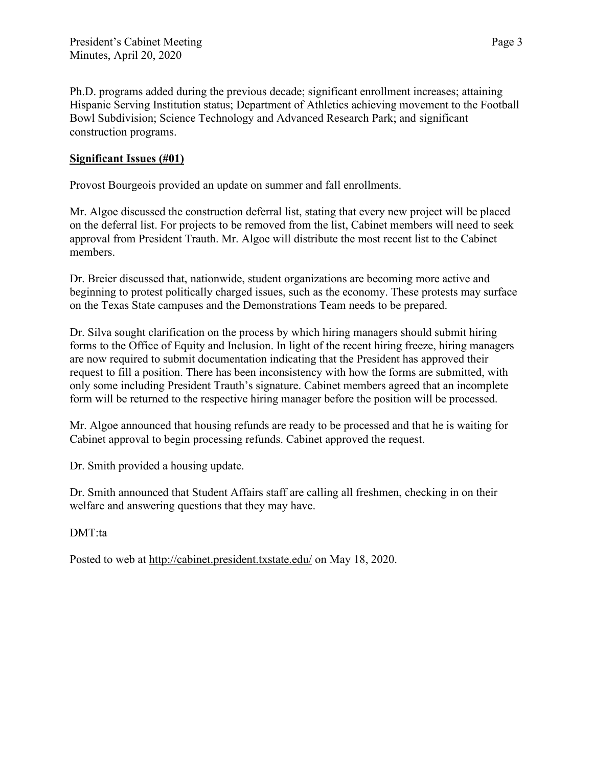Ph.D. programs added during the previous decade; significant enrollment increases; attaining Hispanic Serving Institution status; Department of Athletics achieving movement to the Football Bowl Subdivision; Science Technology and Advanced Research Park; and significant construction programs.

**Significant Issues (#01)**

Provost Bourgeois provided an update on summer and fall enrollments.

Mr. Algoe discussed the construction deferral list, stating that every new project will be placed on the deferral list. For projects to be removed from the list, Cabinet members will need to seek approval from President Trauth. Mr. Algoe will distribute the most recent list to the Cabinet members.

Dr. Breier discussed that, nationwide, student organizations are becoming more active and beginning to protest politically charged issues, such as the economy. These protests may surface on the Texas State campuses and the Demonstrations Team needs to be prepared.

Dr. Silva sought clarification on the process by which hiring managers should submit hiring forms to the Office of Equity and Inclusion. In light of the recent hiring freeze, hiring managers are now required to submit documentation indicating that the President has approved their request to fill a position. There has been inconsistency with how the forms are submitted, with only some including President Trauth's signature. Cabinet members agreed that an incomplete form will be returned to the respective hiring manager before the position will be processed.

Mr. Algoe announced that housing refunds are ready to be processed and that he is waiting for Cabinet approval to begin processing refunds. Cabinet approved the request.

Dr. Smith provided a housing update.

Dr. Smith announced that Student Affairs staff are calling all freshmen, checking in on their welfare and answering questions that they may have.

DMT:ta

Posted to web at http://cabinet.president.txstate.edu/ on May 18, 2020.